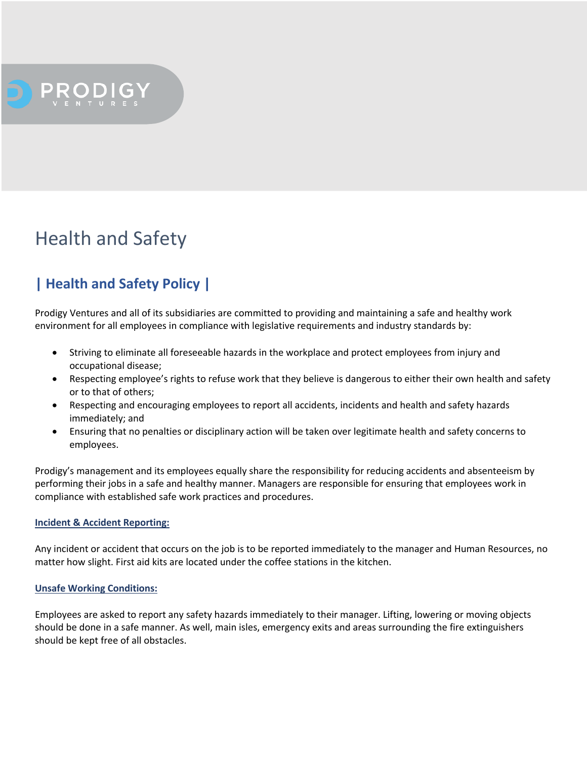PRODIGY VENTURES

# Health and Safety

## | Health and Safety Policy |

Prodigy Ventures and all of its subsidiaries are committed to providing and maintaining a safe and healthy work environment for all employees in compliance with legislative requirements and industry standards by:

- Striving to eliminate all foreseeable hazards in the workplace and protect employees from injury and occupational disease;
- Respecting employee's rights to refuse work that they believe is dangerous to either their own health and safety or to that of others;
- Respecting and encouraging employees to report all accidents, incidents and health and safety hazards immediately; and
- Ensuring that no penalties or disciplinary action will be taken over legitimate health and safety concerns to employees.

Prodigy's management and its employees equally share the responsibility for reducing accidents and absenteeism by performing their jobs in a safe and healthy manner. Managers are responsible for ensuring that employees work in compliance with established safe work practices and procedures.

### Incident & Accident Reporting:

Any incident or accident that occurs on the job is to be reported immediately to the manager and Human Resources, no matter how slight. First aid kits are located under the coffee stations in the kitchen.

### Unsafe Working Conditions:

Employees are asked to report any safety hazards immediately to their manager. Lifting, lowering or moving objects should be done in a safe manner. As well, main isles, emergency exits and areas surrounding the fire extinguishers should be kept free of all obstacles.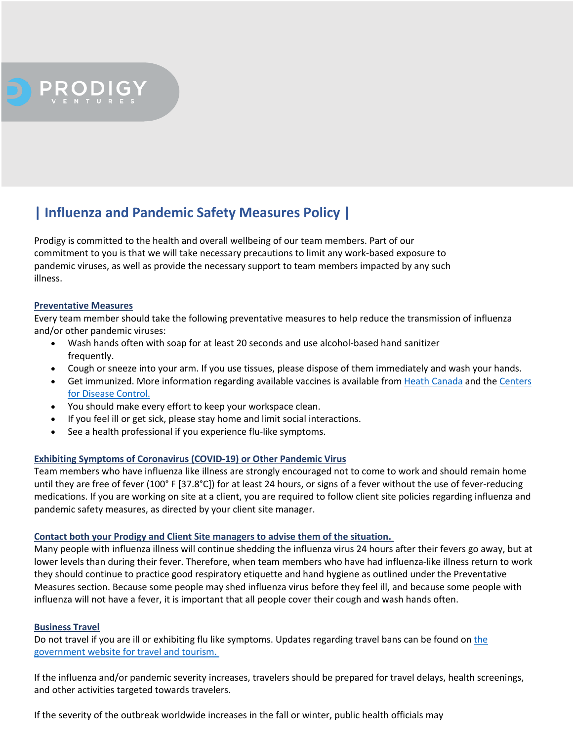PRODIGY VENTURES

# | Influenza and Pandemic Safety Measures Policy |

Prodigy is committed to the health and overall wellbeing of our team members. Part of our commitment to you is that we will take necessary precautions to limit any work-based exposure to pandemic viruses, as well as provide the necessary support to team members impacted by any such illness.

## Preventative Measures

Every team member should take the following preventative measures to help reduce the transmission of influenza and/or other pandemic viruses:

- Wash hands often with soap for at least 20 seconds and use alcohol-based hand sanitizer frequently.
- Cough or sneeze into your arm. If you use tissues, please dispose of them immediately and wash your hands.
- Get immunized. More information regarding available vaccines is available from Heath Canada and the Centers for Disease Control.
- You should make every effort to keep your workspace clean.
- If you feel ill or get sick, please stay home and limit social interactions.
- See a health professional if you experience flu-like symptoms.

## Exhibiting Symptoms of Coronavirus (COVID-19) or Other Pandemic Virus

Team members who have influenza like illness are strongly encouraged not to come to work and should remain home until they are free of fever (100° F [37.8°C]) for at least 24 hours, or signs of a fever without the use of fever-reducing medications. If you are working on site at a client, you are required to follow client site policies regarding influenza and pandemic safety measures, as directed by your client site manager.

## Contact both your Prodigy and Client Site managers to advise them of the situation.

Many people with influenza illness will continue shedding the influenza virus 24 hours after their fevers go away, but at lower levels than during their fever. Therefore, when team members who have had influenza-like illness return to work they should continue to practice good respiratory etiquette and hand hygiene as outlined under the Preventative Measures section. Because some people may shed influenza virus before they feel ill, and because some people with influenza will not have a fever, it is important that all people cover their cough and wash hands often.

## Business Travel

Do not travel if you are ill or exhibiting flu like symptoms. Updates regarding travel bans can be found on the government website for travel and tourism.

If the influenza and/or pandemic severity increases, travelers should be prepared for travel delays, health screenings, and other activities targeted towards travelers.

If the severity of the outbreak worldwide increases in the fall or winter, public health officials may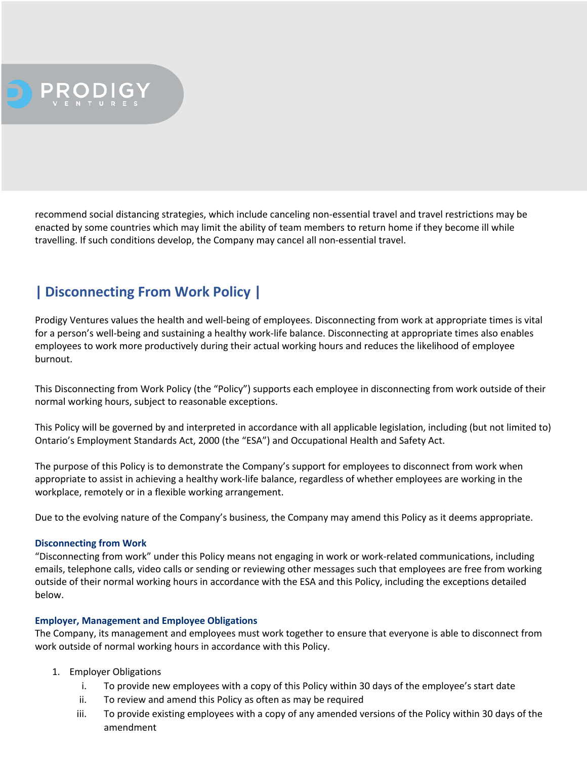recommend social distancing strategies, which include canceling non-essential travel and travel restrictions may be enacted by some countries which may limit the ability of team members to return home if they become ill while travelling. If such conditions develop, the Company may cancel all non-essential travel.

## | Disconnecting From Work Policy |

Prodigy Ventures values the health and well-being of employees. Disconnecting from work at appropriate times is vital for a person's well-being and sustaining a healthy work-life balance. Disconnecting at appropriate times also enables employees to work more productively during their actual working hours and reduces the likelihood of employee burnout.

This Disconnecting from Work Policy (the "Policy") supports each employee in disconnecting from work outside of their normal working hours, subject to reasonable exceptions.

This Policy will be governed by and interpreted in accordance with all applicable legislation, including (but not limited to) Ontario's Employment Standards Act, 2000 (the "ESA") and Occupational Health and Safety Act.

The purpose of this Policy is to demonstrate the Company's support for employees to disconnect from work when appropriate to assist in achieving a healthy work-life balance, regardless of whether employees are working in the workplace, remotely or in a flexible working arrangement.

Due to the evolving nature of the Company's business, the Company may amend this Policy as it deems appropriate.

### Disconnecting from Work

"Disconnecting from work" under this Policy means not engaging in work or work-related communications, including emails, telephone calls, video calls or sending or reviewing other messages such that employees are free from working outside of their normal working hours in accordance with the ESA and this Policy, including the exceptions detailed below.

### Employer, Management and Employee Obligations

The Company, its management and employees must work together to ensure that everyone is able to disconnect from work outside of normal working hours in accordance with this Policy.

1. Employer Obligations
   i. To provide new employees with a copy of this Policy within 30 days of the employee's start date
   ii. To review and amend this Policy as often as may be required
   iii. To provide existing employees with a copy of any amended versions of the Policy within 30 days of the amendment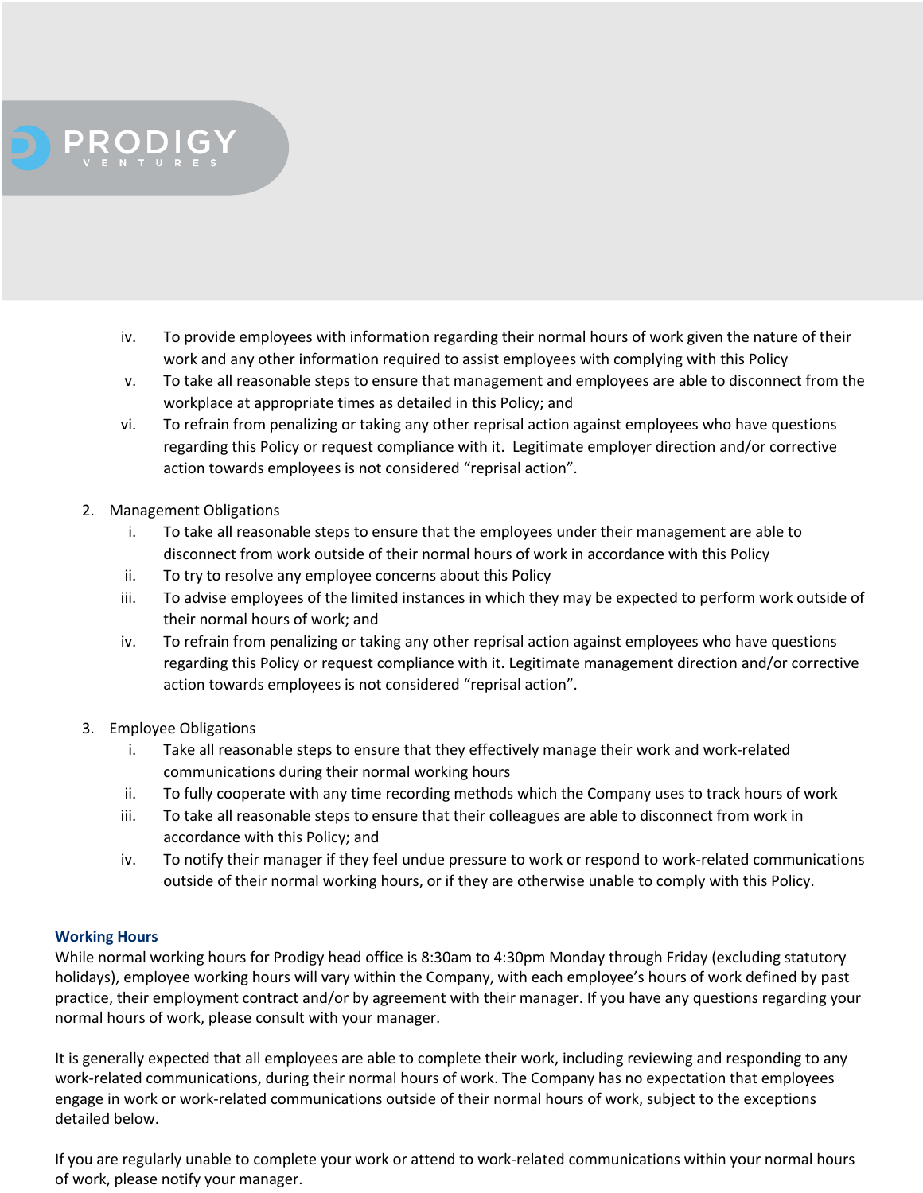iv. To provide employees with information regarding their normal hours of work given the nature of their work and any other information required to assist employees with complying with this Policy
v. To take all reasonable steps to ensure that management and employees are able to disconnect from the workplace at appropriate times as detailed in this Policy; and
vi. To refrain from penalizing or taking any other reprisal action against employees who have questions regarding this Policy or request compliance with it. Legitimate employer direction and/or corrective action towards employees is not considered "reprisal action".

2. Management Obligations
   i. To take all reasonable steps to ensure that the employees under their management are able to disconnect from work outside of their normal hours of work in accordance with this Policy
   ii. To try to resolve any employee concerns about this Policy
   iii. To advise employees of the limited instances in which they may be expected to perform work outside of their normal hours of work; and
   iv. To refrain from penalizing or taking any other reprisal action against employees who have questions regarding this Policy or request compliance with it. Legitimate management direction and/or corrective action towards employees is not considered "reprisal action".

3. Employee Obligations
   i. Take all reasonable steps to ensure that they effectively manage their work and work-related communications during their normal working hours
   ii. To fully cooperate with any time recording methods which the Company uses to track hours of work
   iii. To take all reasonable steps to ensure that their colleagues are able to disconnect from work in accordance with this Policy; and
   iv. To notify their manager if they feel undue pressure to work or respond to work-related communications outside of their normal working hours, or if they are otherwise unable to comply with this Policy.

### Working Hours

While normal working hours for Prodigy head office is 8:30am to 4:30pm Monday through Friday (excluding statutory holidays), employee working hours will vary within the Company, with each employee's hours of work defined by past practice, their employment contract and/or by agreement with their manager. If you have any questions regarding your normal hours of work, please consult with your manager.

It is generally expected that all employees are able to complete their work, including reviewing and responding to any work-related communications, during their normal hours of work. The Company has no expectation that employees engage in work or work-related communications outside of their normal hours of work, subject to the exceptions detailed below.

If you are regularly unable to complete your work or attend to work-related communications within your normal hours of work, please notify your manager.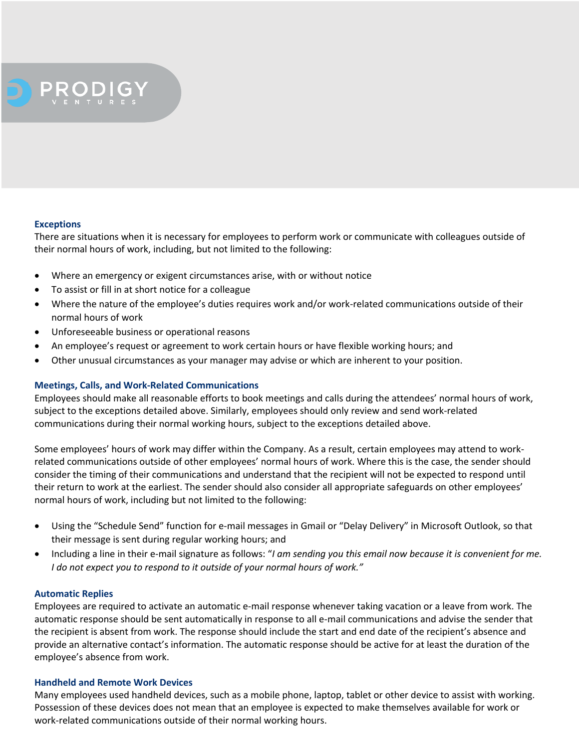### Exceptions

There are situations when it is necessary for employees to perform work or communicate with colleagues outside of their normal hours of work, including, but not limited to the following:

- Where an emergency or exigent circumstances arise, with or without notice
- To assist or fill in at short notice for a colleague
- Where the nature of the employee's duties requires work and/or work-related communications outside of their normal hours of work
- Unforeseeable business or operational reasons
- An employee's request or agreement to work certain hours or have flexible working hours; and
- Other unusual circumstances as your manager may advise or which are inherent to your position.

### Meetings, Calls, and Work-Related Communications

Employees should make all reasonable efforts to book meetings and calls during the attendees' normal hours of work, subject to the exceptions detailed above. Similarly, employees should only review and send work-related communications during their normal working hours, subject to the exceptions detailed above.

Some employees' hours of work may differ within the Company. As a result, certain employees may attend to work-related communications outside of other employees' normal hours of work. Where this is the case, the sender should consider the timing of their communications and understand that the recipient will not be expected to respond until their return to work at the earliest. The sender should also consider all appropriate safeguards on other employees' normal hours of work, including but not limited to the following:

- Using the "Schedule Send" function for e-mail messages in Gmail or "Delay Delivery" in Microsoft Outlook, so that their message is sent during regular working hours; and
- Including a line in their e-mail signature as follows: "*I am sending you this email now because it is convenient for me. I do not expect you to respond to it outside of your normal hours of work.*"

### Automatic Replies

Employees are required to activate an automatic e-mail response whenever taking vacation or a leave from work. The automatic response should be sent automatically in response to all e-mail communications and advise the sender that the recipient is absent from work. The response should include the start and end date of the recipient's absence and provide an alternative contact's information. The automatic response should be active for at least the duration of the employee's absence from work.

### Handheld and Remote Work Devices

Many employees used handheld devices, such as a mobile phone, laptop, tablet or other device to assist with working. Possession of these devices does not mean that an employee is expected to make themselves available for work or work-related communications outside of their normal working hours.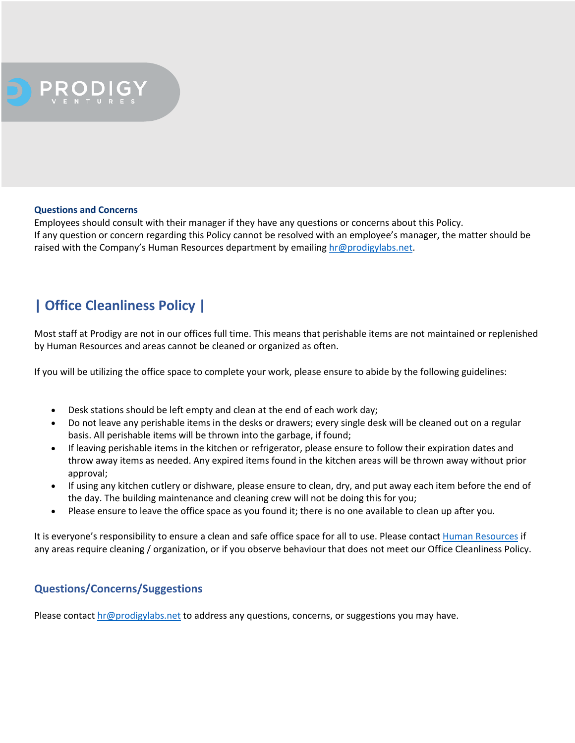### Questions and Concerns

Employees should consult with their manager if they have any questions or concerns about this Policy.
If any question or concern regarding this Policy cannot be resolved with an employee's manager, the matter should be raised with the Company's Human Resources department by emailing hr@prodigylabs.net.

## | Office Cleanliness Policy |

Most staff at Prodigy are not in our offices full time. This means that perishable items are not maintained or replenished by Human Resources and areas cannot be cleaned or organized as often.

If you will be utilizing the office space to complete your work, please ensure to abide by the following guidelines:

- Desk stations should be left empty and clean at the end of each work day;
- Do not leave any perishable items in the desks or drawers; every single desk will be cleaned out on a regular basis. All perishable items will be thrown into the garbage, if found;
- If leaving perishable items in the kitchen or refrigerator, please ensure to follow their expiration dates and throw away items as needed. Any expired items found in the kitchen areas will be thrown away without prior approval;
- If using any kitchen cutlery or dishware, please ensure to clean, dry, and put away each item before the end of the day. The building maintenance and cleaning crew will not be doing this for you;
- Please ensure to leave the office space as you found it; there is no one available to clean up after you.

It is everyone's responsibility to ensure a clean and safe office space for all to use. Please contact Human Resources if any areas require cleaning / organization, or if you observe behaviour that does not meet our Office Cleanliness Policy.

### Questions/Concerns/Suggestions

Please contact hr@prodigylabs.net to address any questions, concerns, or suggestions you may have.